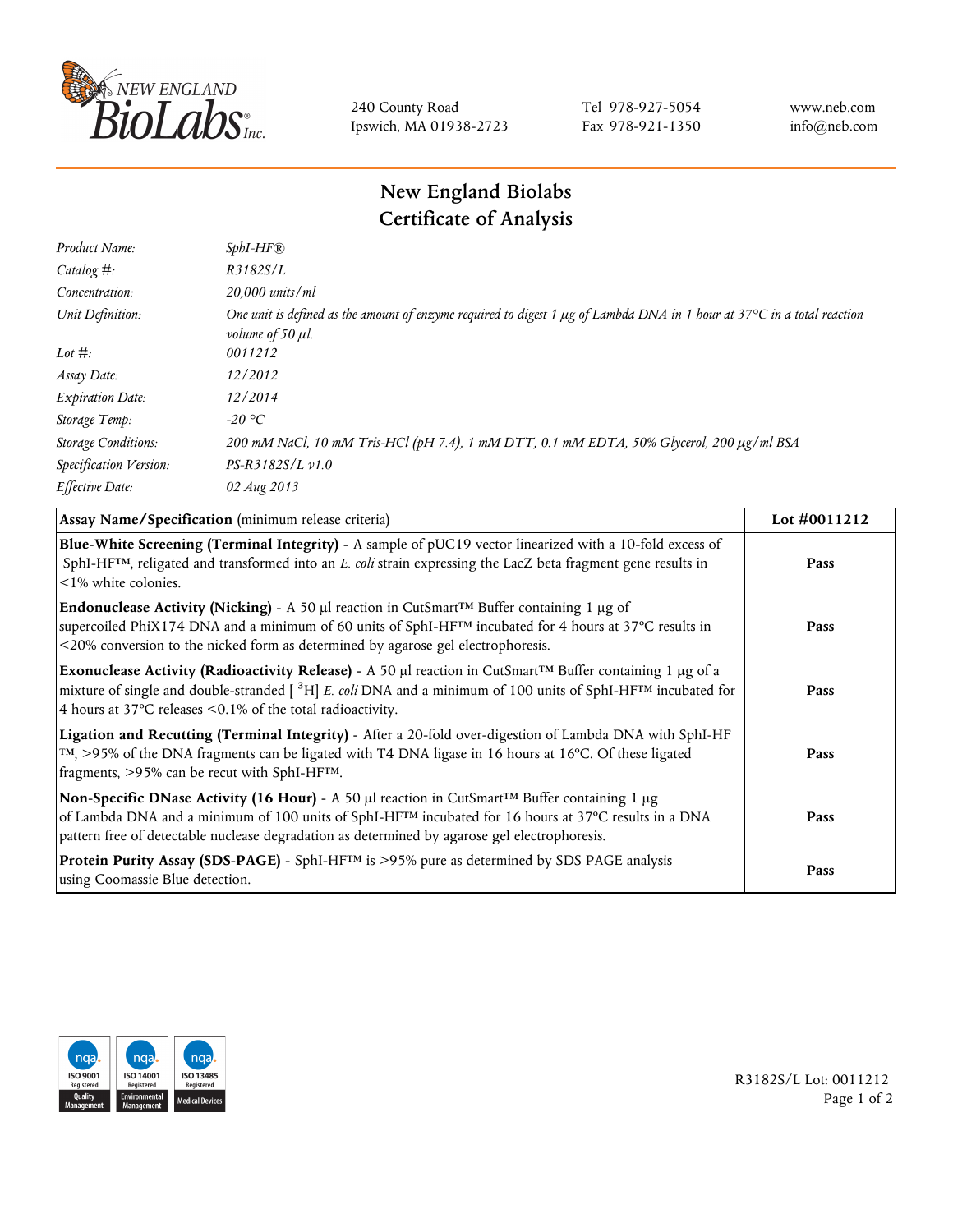240 County Road
Ipswich, MA 01938-2723

Tel 978-927-5054
Fax 978-921-1350

www.neb.com
info@neb.com

# New England Biolabs
# Certificate of Analysis

| | |
|---|---|
| *Product Name:* | *SphI-HF®* |
| *Catalog #:* | *R3182S/L* |
| *Concentration:* | *20,000 units/ml* |
| *Unit Definition:* | *One unit is defined as the amount of enzyme required to digest 1 µg of Lambda DNA in 1 hour at 37°C in a total reaction volume of 50 µl.* |
| *Lot #:* | *0011212* |
| *Assay Date:* | *12/2012* |
| *Expiration Date:* | *12/2014* |
| *Storage Temp:* | *-20 °C* |
| *Storage Conditions:* | *200 mM NaCl, 10 mM Tris-HCl (pH 7.4), 1 mM DTT, 0.1 mM EDTA, 50% Glycerol, 200 µg/ml BSA* |
| *Specification Version:* | *PS-R3182S/L v1.0* |
| *Effective Date:* | *02 Aug 2013* |

| **Assay Name/Specification** (minimum release criteria) | **Lot #0011212** |
|---|---|
| **Blue-White Screening (Terminal Integrity)** - A sample of pUC19 vector linearized with a 10-fold excess of SphI-HF™, religated and transformed into an *E. coli* strain expressing the LacZ beta fragment gene results in <1% white colonies. | **Pass** |
| **Endonuclease Activity (Nicking)** - A 50 µl reaction in CutSmart™ Buffer containing 1 µg of supercoiled PhiX174 DNA and a minimum of 60 units of SphI-HF™ incubated for 4 hours at 37°C results in <20% conversion to the nicked form as determined by agarose gel electrophoresis. | **Pass** |
| **Exonuclease Activity (Radioactivity Release)** - A 50 µl reaction in CutSmart™ Buffer containing 1 µg of a mixture of single and double-stranded [ $^{3}$H] *E. coli* DNA and a minimum of 100 units of SphI-HF™ incubated for 4 hours at 37°C releases <0.1% of the total radioactivity. | **Pass** |
| **Ligation and Recutting (Terminal Integrity)** - After a 20-fold over-digestion of Lambda DNA with SphI-HF™, >95% of the DNA fragments can be ligated with T4 DNA ligase in 16 hours at 16°C. Of these ligated fragments, >95% can be recut with SphI-HF™. | **Pass** |
| **Non-Specific DNase Activity (16 Hour)** - A 50 µl reaction in CutSmart™ Buffer containing 1 µg of Lambda DNA and a minimum of 100 units of SphI-HF™ incubated for 16 hours at 37°C results in a DNA pattern free of detectable nuclease degradation as determined by agarose gel electrophoresis. | **Pass** |
| **Protein Purity Assay (SDS-PAGE)** - SphI-HF™ is >95% pure as determined by SDS PAGE analysis using Coomassie Blue detection. | **Pass** |

R3182S/L Lot: 0011212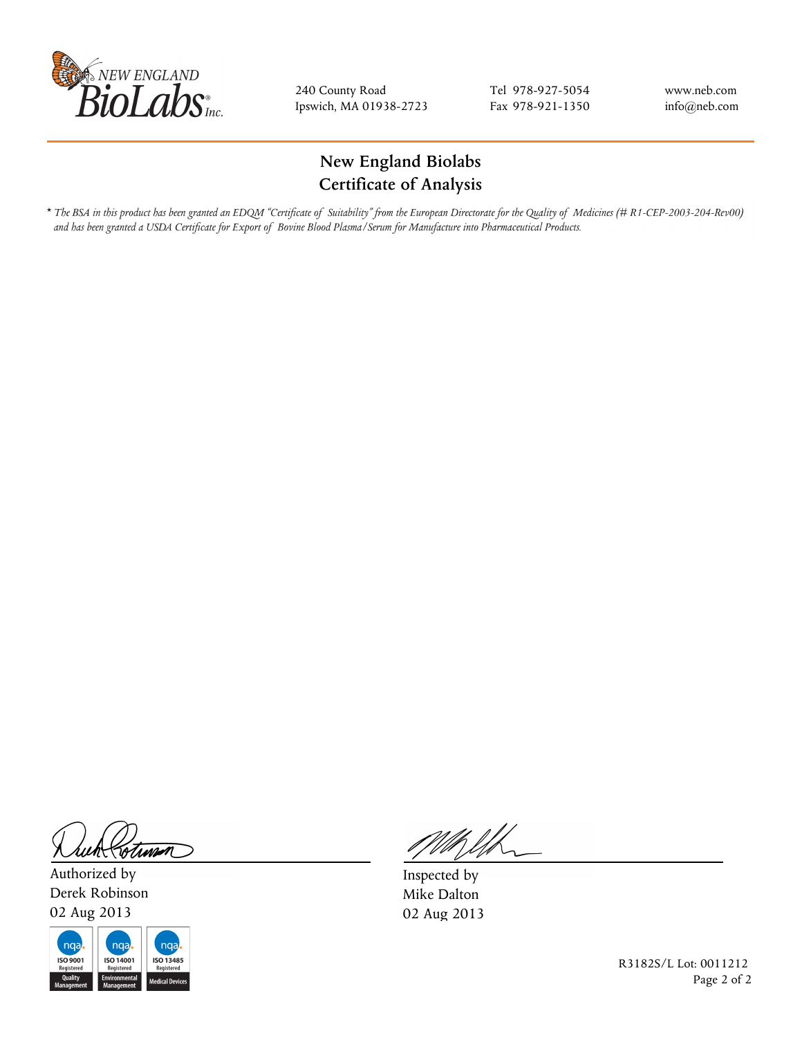240 County Road
Ipswich, MA 01938-2723

Tel 978-927-5054
Fax 978-921-1350

www.neb.com
info@neb.com

## New England Biolabs
## Certificate of Analysis

\* *The BSA in this product has been granted an EDQM "Certificate of Suitability" from the European Directorate for the Quality of Medicines (# R1-CEP-2003-204-Rev00) and has been granted a USDA Certificate for Export of Bovine Blood Plasma/Serum for Manufacture into Pharmaceutical Products.*

Authorized by
Derek Robinson
02 Aug 2013

Inspected by
Mike Dalton
02 Aug 2013

ISO 9001 Registered Quality Management
ISO 14001 Registered Environmental Management
ISO 13485 Registered Medical Devices

R3182S/L Lot: 0011212